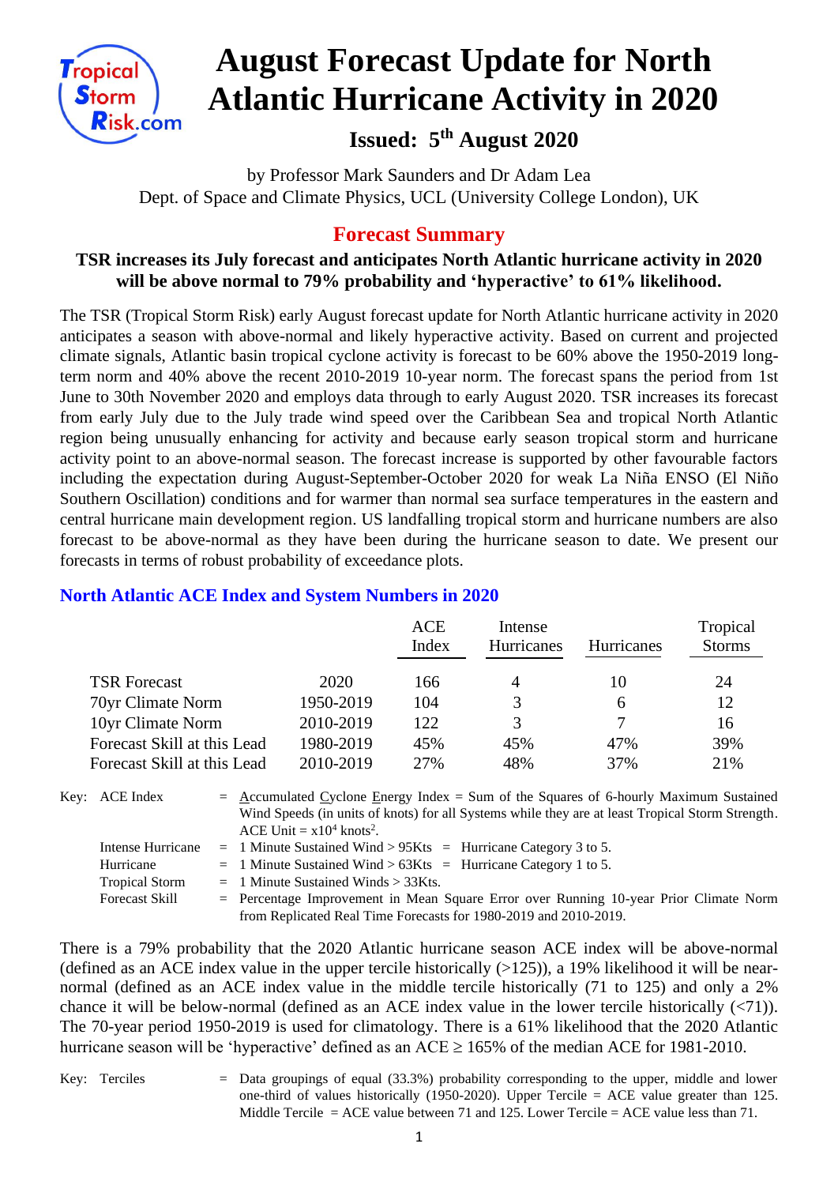# August Forecast Update for North Atlantic Hurricane Activity in 2020

### Issued: 5th August 2020

by Professor Mark Saunders and Dr Adam Lea
Dept. of Space and Climate Physics, UCL (University College London), UK

## Forecast Summary

**TSR increases its July forecast and anticipates North Atlantic hurricane activity in 2020 will be above normal to 79% probability and 'hyperactive' to 61% likelihood.**

The TSR (Tropical Storm Risk) early August forecast update for North Atlantic hurricane activity in 2020 anticipates a season with above-normal and likely hyperactive activity. Based on current and projected climate signals, Atlantic basin tropical cyclone activity is forecast to be 60% above the 1950-2019 long-term norm and 40% above the recent 2010-2019 10-year norm. The forecast spans the period from 1st June to 30th November 2020 and employs data through to early August 2020. TSR increases its forecast from early July due to the July trade wind speed over the Caribbean Sea and tropical North Atlantic region being unusually enhancing for activity and because early season tropical storm and hurricane activity point to an above-normal season. The forecast increase is supported by other favourable factors including the expectation during August-September-October 2020 for weak La Niña ENSO (El Niño Southern Oscillation) conditions and for warmer than normal sea surface temperatures in the eastern and central hurricane main development region. US landfalling tropical storm and hurricane numbers are also forecast to be above-normal as they have been during the hurricane season to date. We present our forecasts in terms of robust probability of exceedance plots.

### North Atlantic ACE Index and System Numbers in 2020

| | | ACE Index | Intense Hurricanes | Hurricanes | Tropical Storms |
|---|---|---|---|---|---|
| TSR Forecast | 2020 | 166 | 4 | 10 | 24 |
| 70yr Climate Norm | 1950-2019 | 104 | 3 | 6 | 12 |
| 10yr Climate Norm | 2010-2019 | 122 | 3 | 7 | 16 |
| Forecast Skill at this Lead | 1980-2019 | 45% | 45% | 47% | 39% |
| Forecast Skill at this Lead | 2010-2019 | 27% | 48% | 37% | 21% |

Key: ACE Index = Accumulated Cyclone Energy Index = Sum of the Squares of 6-hourly Maximum Sustained Wind Speeds (in units of knots) for all Systems while they are at least Tropical Storm Strength. ACE Unit = $x10^4$ knots$^2$.
Intense Hurricane = 1 Minute Sustained Wind > 95Kts = Hurricane Category 3 to 5.
Hurricane = 1 Minute Sustained Wind > 63Kts = Hurricane Category 1 to 5.
Tropical Storm = 1 Minute Sustained Winds > 33Kts.
Forecast Skill = Percentage Improvement in Mean Square Error over Running 10-year Prior Climate Norm from Replicated Real Time Forecasts for 1980-2019 and 2010-2019.

There is a 79% probability that the 2020 Atlantic hurricane season ACE index will be above-normal (defined as an ACE index value in the upper tercile historically (>125)), a 19% likelihood it will be near-normal (defined as an ACE index value in the middle tercile historically (71 to 125) and only a 2% chance it will be below-normal (defined as an ACE index value in the lower tercile historically (<71)). The 70-year period 1950-2019 is used for climatology. There is a 61% likelihood that the 2020 Atlantic hurricane season will be 'hyperactive' defined as an ACE ≥ 165% of the median ACE for 1981-2010.

Key: Terciles = Data groupings of equal (33.3%) probability corresponding to the upper, middle and lower one-third of values historically (1950-2020). Upper Tercile = ACE value greater than 125. Middle Tercile = ACE value between 71 and 125. Lower Tercile = ACE value less than 71.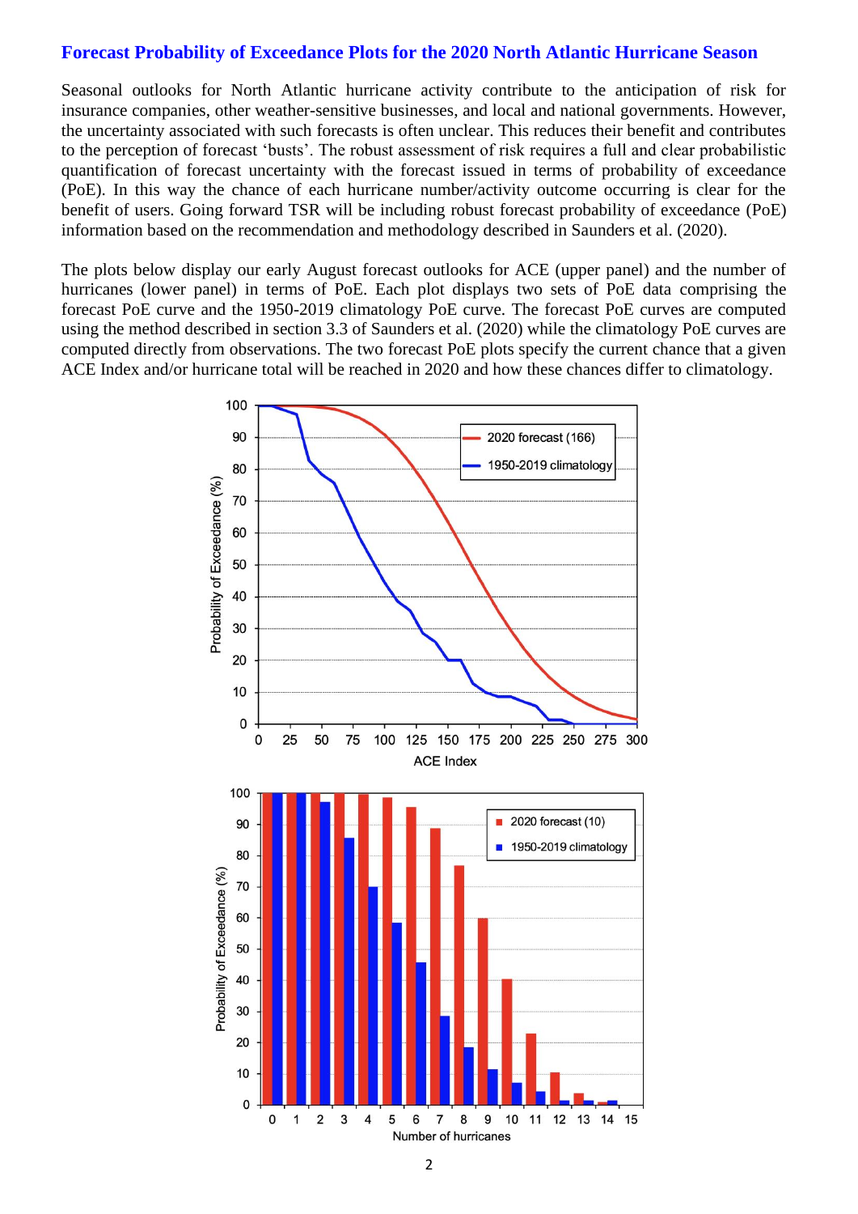## Forecast Probability of Exceedance Plots for the 2020 North Atlantic Hurricane Season

Seasonal outlooks for North Atlantic hurricane activity contribute to the anticipation of risk for insurance companies, other weather-sensitive businesses, and local and national governments. However, the uncertainty associated with such forecasts is often unclear. This reduces their benefit and contributes to the perception of forecast 'busts'. The robust assessment of risk requires a full and clear probabilistic quantification of forecast uncertainty with the forecast issued in terms of probability of exceedance (PoE). In this way the chance of each hurricane number/activity outcome occurring is clear for the benefit of users. Going forward TSR will be including robust forecast probability of exceedance (PoE) information based on the recommendation and methodology described in Saunders et al. (2020).

The plots below display our early August forecast outlooks for ACE (upper panel) and the number of hurricanes (lower panel) in terms of PoE. Each plot displays two sets of PoE data comprising the forecast PoE curve and the 1950-2019 climatology PoE curve. The forecast PoE curves are computed using the method described in section 3.3 of Saunders et al. (2020) while the climatology PoE curves are computed directly from observations. The two forecast PoE plots specify the current chance that a given ACE Index and/or hurricane total will be reached in 2020 and how these chances differ to climatology.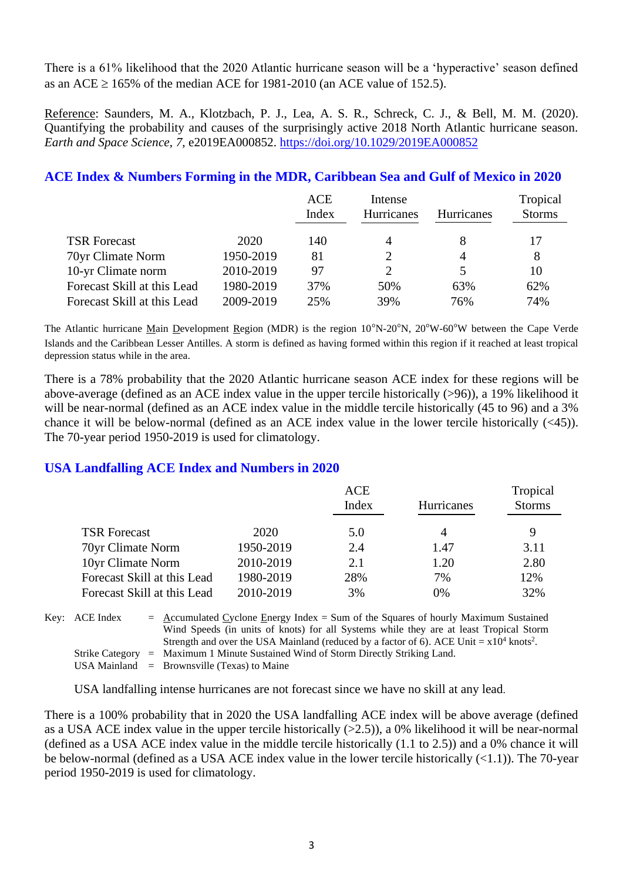There is a 61% likelihood that the 2020 Atlantic hurricane season will be a 'hyperactive' season defined as an ACE ≥ 165% of the median ACE for 1981-2010 (an ACE value of 152.5).

Reference: Saunders, M. A., Klotzbach, P. J., Lea, A. S. R., Schreck, C. J., & Bell, M. M. (2020). Quantifying the probability and causes of the surprisingly active 2018 North Atlantic hurricane season. *Earth and Space Science*, *7*, e2019EA000852. https://doi.org/10.1029/2019EA000852

## ACE Index & Numbers Forming in the MDR, Caribbean Sea and Gulf of Mexico in 2020

| | | ACE Index | Intense Hurricanes | Hurricanes | Tropical Storms |
|---|---|---|---|---|---|
| TSR Forecast | 2020 | 140 | 4 | 8 | 17 |
| 70yr Climate Norm | 1950-2019 | 81 | 2 | 4 | 8 |
| 10-yr Climate norm | 2010-2019 | 97 | 2 | 5 | 10 |
| Forecast Skill at this Lead | 1980-2019 | 37% | 50% | 63% | 62% |
| Forecast Skill at this Lead | 2009-2019 | 25% | 39% | 76% | 74% |

The Atlantic hurricane Main Development Region (MDR) is the region 10°N-20°N, 20°W-60°W between the Cape Verde Islands and the Caribbean Lesser Antilles. A storm is defined as having formed within this region if it reached at least tropical depression status while in the area.

There is a 78% probability that the 2020 Atlantic hurricane season ACE index for these regions will be above-average (defined as an ACE index value in the upper tercile historically (>96)), a 19% likelihood it will be near-normal (defined as an ACE index value in the middle tercile historically (45 to 96) and a 3% chance it will be below-normal (defined as an ACE index value in the lower tercile historically (<45)). The 70-year period 1950-2019 is used for climatology.

## USA Landfalling ACE Index and Numbers in 2020

| | | ACE Index | Hurricanes | Tropical Storms |
|---|---|---|---|---|
| TSR Forecast | 2020 | 5.0 | 4 | 9 |
| 70yr Climate Norm | 1950-2019 | 2.4 | 1.47 | 3.11 |
| 10yr Climate Norm | 2010-2019 | 2.1 | 1.20 | 2.80 |
| Forecast Skill at this Lead | 1980-2019 | 28% | 7% | 12% |
| Forecast Skill at this Lead | 2010-2019 | 3% | 0% | 32% |

Key: ACE Index = Accumulated Cyclone Energy Index = Sum of the Squares of hourly Maximum Sustained Wind Speeds (in units of knots) for all Systems while they are at least Tropical Storm Strength and over the USA Mainland (reduced by a factor of 6). ACE Unit = $x10^4$ $knots^2$.
Strike Category = Maximum 1 Minute Sustained Wind of Storm Directly Striking Land.
USA Mainland = Brownsville (Texas) to Maine

USA landfalling intense hurricanes are not forecast since we have no skill at any lead.

There is a 100% probability that in 2020 the USA landfalling ACE index will be above average (defined as a USA ACE index value in the upper tercile historically (>2.5)), a 0% likelihood it will be near-normal (defined as a USA ACE index value in the middle tercile historically (1.1 to 2.5)) and a 0% chance it will be below-normal (defined as a USA ACE index value in the lower tercile historically (<1.1)). The 70-year period 1950-2019 is used for climatology.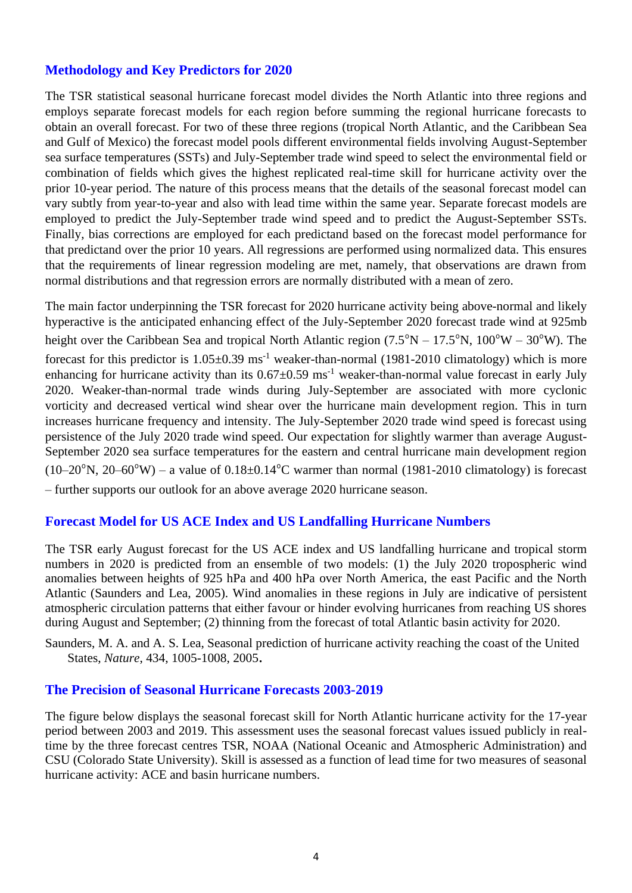## Methodology and Key Predictors for 2020

The TSR statistical seasonal hurricane forecast model divides the North Atlantic into three regions and employs separate forecast models for each region before summing the regional hurricane forecasts to obtain an overall forecast. For two of these three regions (tropical North Atlantic, and the Caribbean Sea and Gulf of Mexico) the forecast model pools different environmental fields involving August-September sea surface temperatures (SSTs) and July-September trade wind speed to select the environmental field or combination of fields which gives the highest replicated real-time skill for hurricane activity over the prior 10-year period. The nature of this process means that the details of the seasonal forecast model can vary subtly from year-to-year and also with lead time within the same year. Separate forecast models are employed to predict the July-September trade wind speed and to predict the August-September SSTs. Finally, bias corrections are employed for each predictand based on the forecast model performance for that predictand over the prior 10 years. All regressions are performed using normalized data. This ensures that the requirements of linear regression modeling are met, namely, that observations are drawn from normal distributions and that regression errors are normally distributed with a mean of zero.

The main factor underpinning the TSR forecast for 2020 hurricane activity being above-normal and likely hyperactive is the anticipated enhancing effect of the July-September 2020 forecast trade wind at 925mb height over the Caribbean Sea and tropical North Atlantic region (7.5°N – 17.5°N, 100°W – 30°W). The forecast for this predictor is $1.05\pm0.39$ ms$^{-1}$ weaker-than-normal (1981-2010 climatology) which is more enhancing for hurricane activity than its $0.67\pm0.59$ ms$^{-1}$ weaker-than-normal value forecast in early July 2020. Weaker-than-normal trade winds during July-September are associated with more cyclonic vorticity and decreased vertical wind shear over the hurricane main development region. This in turn increases hurricane frequency and intensity. The July-September 2020 trade wind speed is forecast using persistence of the July 2020 trade wind speed. Our expectation for slightly warmer than average August-September 2020 sea surface temperatures for the eastern and central hurricane main development region (10–20°N, 20–60°W) – a value of $0.18\pm0.14$°C warmer than normal (1981-2010 climatology) is forecast – further supports our outlook for an above average 2020 hurricane season.

## Forecast Model for US ACE Index and US Landfalling Hurricane Numbers

The TSR early August forecast for the US ACE index and US landfalling hurricane and tropical storm numbers in 2020 is predicted from an ensemble of two models: (1) the July 2020 tropospheric wind anomalies between heights of 925 hPa and 400 hPa over North America, the east Pacific and the North Atlantic (Saunders and Lea, 2005). Wind anomalies in these regions in July are indicative of persistent atmospheric circulation patterns that either favour or hinder evolving hurricanes from reaching US shores during August and September; (2) thinning from the forecast of total Atlantic basin activity for 2020.

Saunders, M. A. and A. S. Lea, Seasonal prediction of hurricane activity reaching the coast of the United States, *Nature*, 434, 1005-1008, 2005.

## The Precision of Seasonal Hurricane Forecasts 2003-2019

The figure below displays the seasonal forecast skill for North Atlantic hurricane activity for the 17-year period between 2003 and 2019. This assessment uses the seasonal forecast values issued publicly in real-time by the three forecast centres TSR, NOAA (National Oceanic and Atmospheric Administration) and CSU (Colorado State University). Skill is assessed as a function of lead time for two measures of seasonal hurricane activity: ACE and basin hurricane numbers.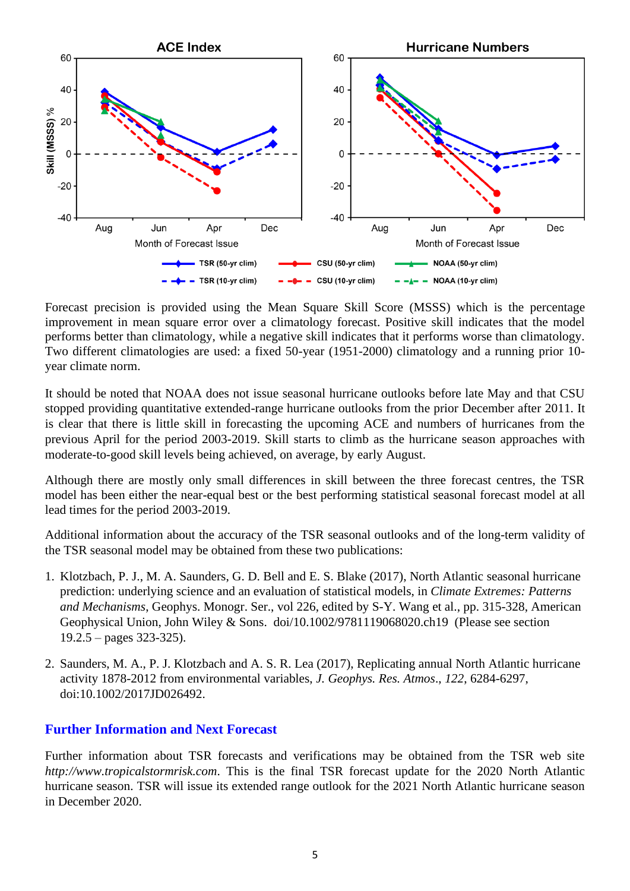Forecast precision is provided using the Mean Square Skill Score (MSSS) which is the percentage improvement in mean square error over a climatology forecast. Positive skill indicates that the model performs better than climatology, while a negative skill indicates that it performs worse than climatology. Two different climatologies are used: a fixed 50-year (1951-2000) climatology and a running prior 10-year climate norm.

It should be noted that NOAA does not issue seasonal hurricane outlooks before late May and that CSU stopped providing quantitative extended-range hurricane outlooks from the prior December after 2011. It is clear that there is little skill in forecasting the upcoming ACE and numbers of hurricanes from the previous April for the period 2003-2019. Skill starts to climb as the hurricane season approaches with moderate-to-good skill levels being achieved, on average, by early August.

Although there are mostly only small differences in skill between the three forecast centres, the TSR model has been either the near-equal best or the best performing statistical seasonal forecast model at all lead times for the period 2003-2019.

Additional information about the accuracy of the TSR seasonal outlooks and of the long-term validity of the TSR seasonal model may be obtained from these two publications:

1. Klotzbach, P. J., M. A. Saunders, G. D. Bell and E. S. Blake (2017), North Atlantic seasonal hurricane prediction: underlying science and an evaluation of statistical models, in *Climate Extremes: Patterns and Mechanisms*, Geophys. Monogr. Ser., vol 226, edited by S-Y. Wang et al., pp. 315-328, American Geophysical Union, John Wiley & Sons. doi/10.1002/9781119068020.ch19 (Please see section 19.2.5 – pages 323-325).

2. Saunders, M. A., P. J. Klotzbach and A. S. R. Lea (2017), Replicating annual North Atlantic hurricane activity 1878-2012 from environmental variables, *J. Geophys. Res. Atmos*., *122*, 6284-6297, doi:10.1002/2017JD026492.

## Further Information and Next Forecast

Further information about TSR forecasts and verifications may be obtained from the TSR web site *http://www.tropicalstormrisk.com*. This is the final TSR forecast update for the 2020 North Atlantic hurricane season. TSR will issue its extended range outlook for the 2021 North Atlantic hurricane season in December 2020.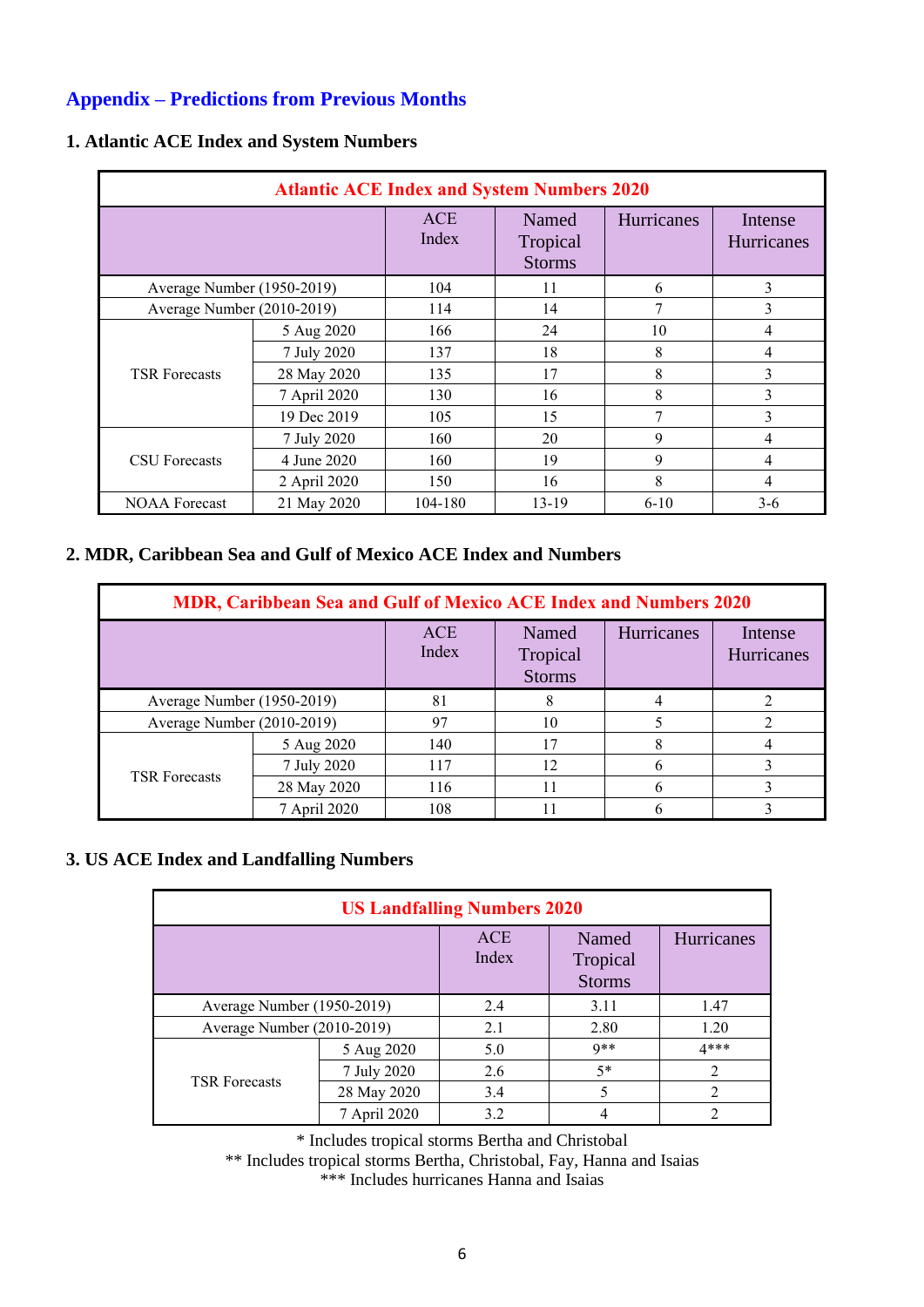## Appendix – Predictions from Previous Months

### 1. Atlantic ACE Index and System Numbers

| Atlantic ACE Index and System Numbers 2020 | | | | | |
|---|---|---|---|---|---|
| | | ACE Index | Named Tropical Storms | Hurricanes | Intense Hurricanes |
| Average Number (1950-2019) | | 104 | 11 | 6 | 3 |
| Average Number (2010-2019) | | 114 | 14 | 7 | 3 |
| TSR Forecasts | 5 Aug 2020 | 166 | 24 | 10 | 4 |
| | 7 July 2020 | 137 | 18 | 8 | 4 |
| | 28 May 2020 | 135 | 17 | 8 | 3 |
| | 7 April 2020 | 130 | 16 | 8 | 3 |
| | 19 Dec 2019 | 105 | 15 | 7 | 3 |
| CSU Forecasts | 7 July 2020 | 160 | 20 | 9 | 4 |
| | 4 June 2020 | 160 | 19 | 9 | 4 |
| | 2 April 2020 | 150 | 16 | 8 | 4 |
| NOAA Forecast | 21 May 2020 | 104-180 | 13-19 | 6-10 | 3-6 |

### 2. MDR, Caribbean Sea and Gulf of Mexico ACE Index and Numbers

| MDR, Caribbean Sea and Gulf of Mexico ACE Index and Numbers 2020 | | | | | |
|---|---|---|---|---|---|
| | | ACE Index | Named Tropical Storms | Hurricanes | Intense Hurricanes |
| Average Number (1950-2019) | | 81 | 8 | 4 | 2 |
| Average Number (2010-2019) | | 97 | 10 | 5 | 2 |
| TSR Forecasts | 5 Aug 2020 | 140 | 17 | 8 | 4 |
| | 7 July 2020 | 117 | 12 | 6 | 3 |
| | 28 May 2020 | 116 | 11 | 6 | 3 |
| | 7 April 2020 | 108 | 11 | 6 | 3 |

### 3. US ACE Index and Landfalling Numbers

| US Landfalling Numbers 2020 | | | | |
|---|---|---|---|---|
| | | ACE Index | Named Tropical Storms | Hurricanes |
| Average Number (1950-2019) | | 2.4 | 3.11 | 1.47 |
| Average Number (2010-2019) | | 2.1 | 2.80 | 1.20 |
| TSR Forecasts | 5 Aug 2020 | 5.0 | 9** | 4*** |
| | 7 July 2020 | 2.6 | 5* | 2 |
| | 28 May 2020 | 3.4 | 5 | 2 |
| | 7 April 2020 | 3.2 | 4 | 2 |

* Includes tropical storms Bertha and Christobal
** Includes tropical storms Bertha, Christobal, Fay, Hanna and Isaias
*** Includes hurricanes Hanna and Isaias